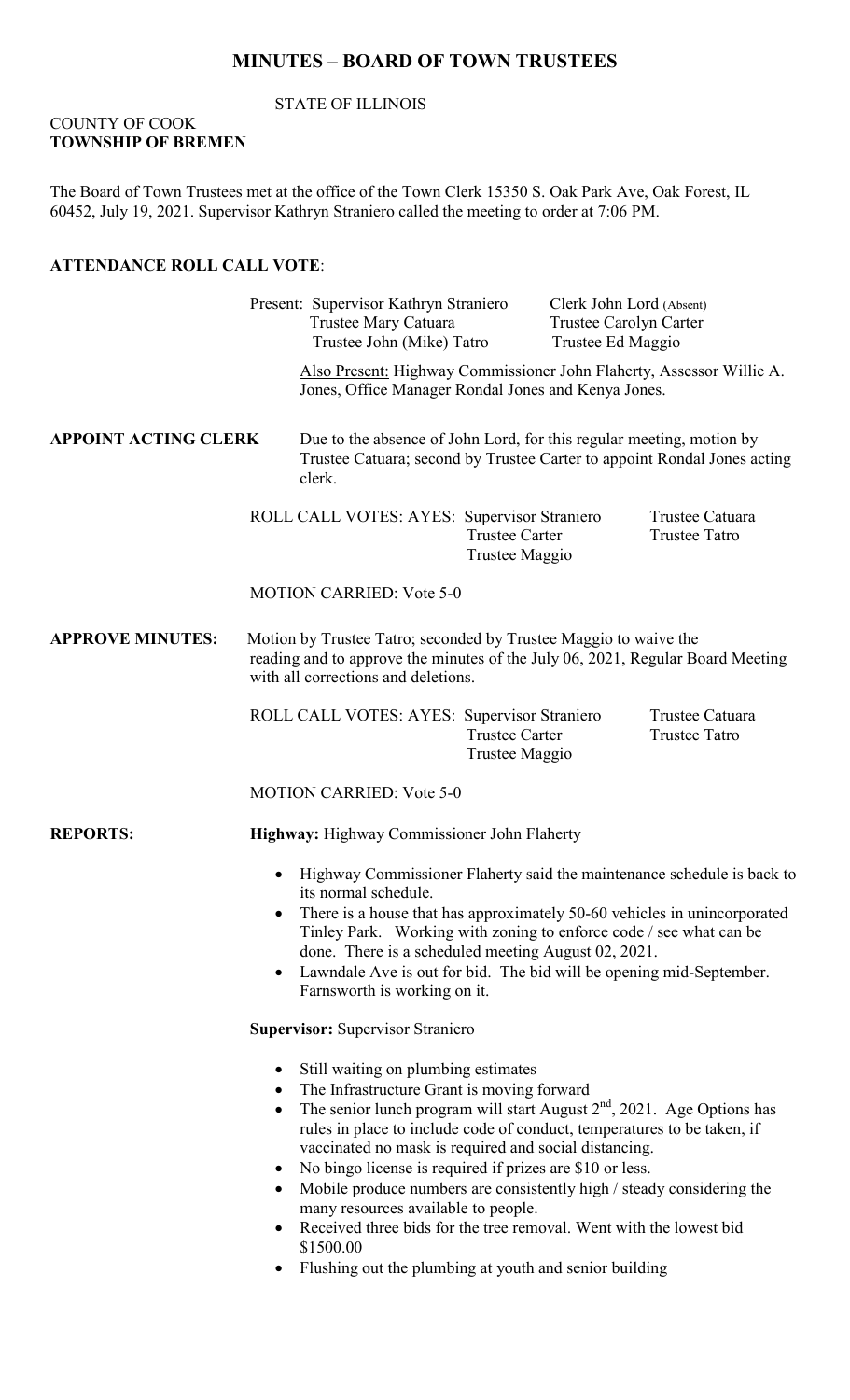# MINUTES – BOARD OF TOWN TRUSTEES

STATE OF ILLINOIS

COUNTY OF COOK
**TOWNSHIP OF BREMEN**

The Board of Town Trustees met at the office of the Town Clerk 15350 S. Oak Park Ave, Oak Forest, IL 60452, July 19, 2021. Supervisor Kathryn Straniero called the meeting to order at 7:06 PM.

**ATTENDANCE ROLL CALL VOTE**:

Present: Supervisor Kathryn Straniero — Clerk John Lord (Absent)
Trustee Mary Catuara — Trustee Carolyn Carter
Trustee John (Mike) Tatro — Trustee Ed Maggio

Also Present: Highway Commissioner John Flaherty, Assessor Willie A. Jones, Office Manager Rondal Jones and Kenya Jones.

**APPOINT ACTING CLERK**

Due to the absence of John Lord, for this regular meeting, motion by Trustee Catuara; second by Trustee Carter to appoint Rondal Jones acting clerk.

ROLL CALL VOTES: AYES: Supervisor Straniero, Trustee Catuara, Trustee Carter, Trustee Tatro, Trustee Maggio

MOTION CARRIED: Vote 5-0

**APPROVE MINUTES:**

Motion by Trustee Tatro; seconded by Trustee Maggio to waive the reading and to approve the minutes of the July 06, 2021, Regular Board Meeting with all corrections and deletions.

ROLL CALL VOTES: AYES: Supervisor Straniero, Trustee Catuara, Trustee Carter, Trustee Tatro, Trustee Maggio

MOTION CARRIED: Vote 5-0

**REPORTS:**

**Highway:** Highway Commissioner John Flaherty

- Highway Commissioner Flaherty said the maintenance schedule is back to its normal schedule.
- There is a house that has approximately 50-60 vehicles in unincorporated Tinley Park. Working with zoning to enforce code / see what can be done. There is a scheduled meeting August 02, 2021.
- Lawndale Ave is out for bid. The bid will be opening mid-September. Farnsworth is working on it.

**Supervisor:** Supervisor Straniero

- Still waiting on plumbing estimates
- The Infrastructure Grant is moving forward
- The senior lunch program will start August 2nd, 2021. Age Options has rules in place to include code of conduct, temperatures to be taken, if vaccinated no mask is required and social distancing.
- No bingo license is required if prizes are $10 or less.
- Mobile produce numbers are consistently high / steady considering the many resources available to people.
- Received three bids for the tree removal. Went with the lowest bid $1500.00
- Flushing out the plumbing at youth and senior building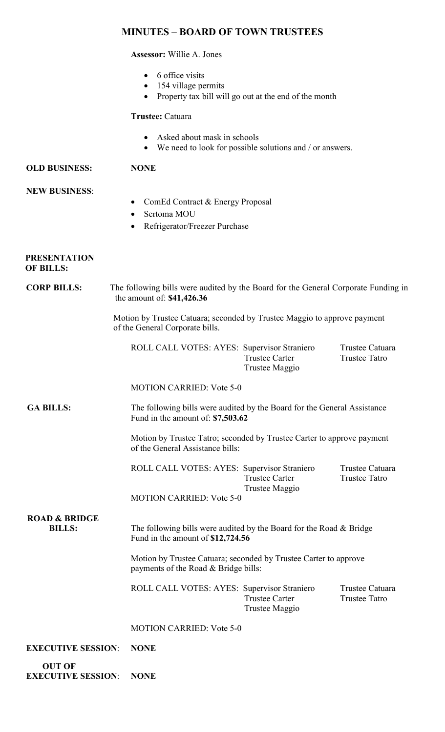# MINUTES – BOARD OF TOWN TRUSTEES

**Assessor:** Willie A. Jones

- 6 office visits
- 154 village permits
- Property tax bill will go out at the end of the month

**Trustee:** Catuara

- Asked about mask in schools
- We need to look for possible solutions and / or answers.

**OLD BUSINESS:** **NONE**

**NEW BUSINESS**:

- ComEd Contract & Energy Proposal
- Sertoma MOU
- Refrigerator/Freezer Purchase

**PRESENTATION OF BILLS:**

**CORP BILLS:** The following bills were audited by the Board for the General Corporate Funding in the amount of: **$41,426.36**

Motion by Trustee Catuara; seconded by Trustee Maggio to approve payment of the General Corporate bills.

ROLL CALL VOTES: AYES: Supervisor Straniero, Trustee Catuara, Trustee Carter, Trustee Tatro, Trustee Maggio

MOTION CARRIED: Vote 5-0

**GA BILLS:** The following bills were audited by the Board for the General Assistance Fund in the amount of: **$7,503.62**

Motion by Trustee Tatro; seconded by Trustee Carter to approve payment of the General Assistance bills:

ROLL CALL VOTES: AYES: Supervisor Straniero, Trustee Catuara, Trustee Carter, Trustee Tatro, Trustee Maggio

MOTION CARRIED: Vote 5-0

**ROAD & BRIDGE BILLS:** The following bills were audited by the Board for the Road & Bridge Fund in the amount of **$12,724.56**

Motion by Trustee Catuara; seconded by Trustee Carter to approve payments of the Road & Bridge bills:

ROLL CALL VOTES: AYES: Supervisor Straniero, Trustee Catuara, Trustee Carter, Trustee Tatro, Trustee Maggio

MOTION CARRIED: Vote 5-0

**EXECUTIVE SESSION**: **NONE**

**OUT OF EXECUTIVE SESSION**: **NONE**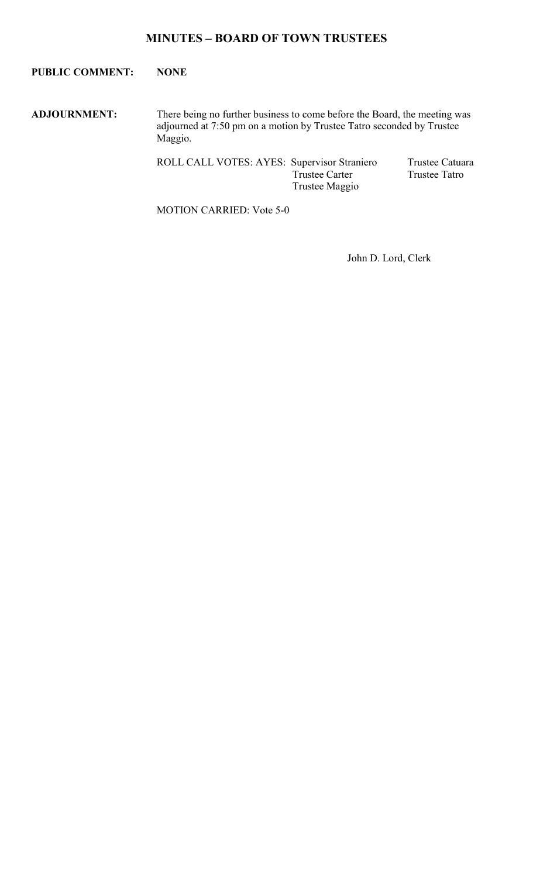## MINUTES – BOARD OF TOWN TRUSTEES

**PUBLIC COMMENT:** **NONE**

**ADJOURNMENT:** There being no further business to come before the Board, the meeting was adjourned at 7:50 pm on a motion by Trustee Tatro seconded by Trustee Maggio.

ROLL CALL VOTES: AYES: Supervisor Straniero, Trustee Catuara, Trustee Carter, Trustee Tatro, Trustee Maggio

MOTION CARRIED: Vote 5-0

John D. Lord, Clerk